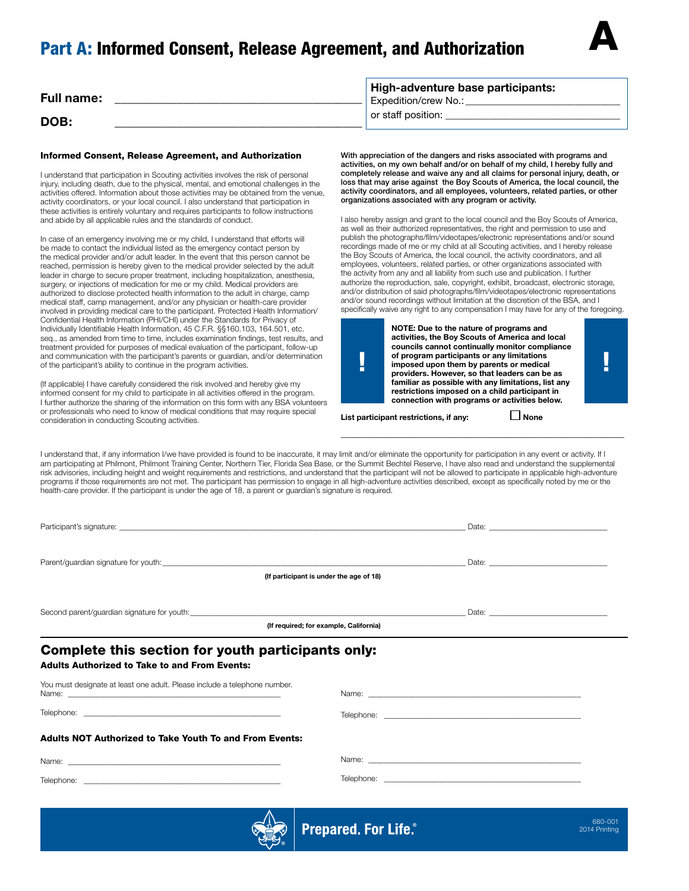# Part A: Informed Consent, Release Agreement, and Authorization

A

**Full name:** ______________________________

**DOB:** ______________________________

**High-adventure base participants:**
Expedition/crew No.: ______________________________
or staff position: ______________________________

### Informed Consent, Release Agreement, and Authorization

I understand that participation in Scouting activities involves the risk of personal injury, including death, due to the physical, mental, and emotional challenges in the activities offered. Information about those activities may be obtained from the venue, activity coordinators, or your local council. I also understand that participation in these activities is entirely voluntary and requires participants to follow instructions and abide by all applicable rules and the standards of conduct.

In case of an emergency involving me or my child, I understand that efforts will be made to contact the individual listed as the emergency contact person by the medical provider and/or adult leader. In the event that this person cannot be reached, permission is hereby given to the medical provider selected by the adult leader in charge to secure proper treatment, including hospitalization, anesthesia, surgery, or injections of medication for me or my child. Medical providers are authorized to disclose protected health information to the adult in charge, camp medical staff, camp management, and/or any physician or health-care provider involved in providing medical care to the participant. Protected Health Information/Confidential Health Information (PHI/CHI) under the Standards for Privacy of Individually Identifiable Health Information, 45 C.F.R. §§160.103, 164.501, etc. seq., as amended from time to time, includes examination findings, test results, and treatment provided for purposes of medical evaluation of the participant, follow-up and communication with the participant's parents or guardian, and/or determination of the participant's ability to continue in the program activities.

(If applicable) I have carefully considered the risk involved and hereby give my informed consent for my child to participate in all activities offered in the program. I further authorize the sharing of the information on this form with any BSA volunteers or professionals who need to know of medical conditions that may require special consideration in conducting Scouting activities.

**With appreciation of the dangers and risks associated with programs and activities, on my own behalf and/or on behalf of my child, I hereby fully and completely release and waive any and all claims for personal injury, death, or loss that may arise against the Boy Scouts of America, the local council, the activity coordinators, and all employees, volunteers, related parties, or other organizations associated with any program or activity.**

I also hereby assign and grant to the local council and the Boy Scouts of America, as well as their authorized representatives, the right and permission to use and publish the photographs/film/videotapes/electronic representations and/or sound recordings made of me or my child at all Scouting activities, and I hereby release the Boy Scouts of America, the local council, the activity coordinators, and all employees, volunteers, related parties, or other organizations associated with the activity from any and all liability from such use and publication. I further authorize the reproduction, sale, copyright, exhibit, broadcast, electronic storage, and/or distribution of said photographs/film/videotapes/electronic representations and/or sound recordings without limitation at the discretion of the BSA, and I specifically waive any right to any compensation I may have for any of the foregoing.

**NOTE: Due to the nature of programs and activities, the Boy Scouts of America and local councils cannot continually monitor compliance of program participants or any limitations imposed upon them by parents or medical providers. However, so that leaders can be as familiar as possible with any limitations, list any restrictions imposed on a child participant in connection with programs or activities below.**

**List participant restrictions, if any:** ☐ **None**

______________________________

I understand that, if any information I/we have provided is found to be inaccurate, it may limit and/or eliminate the opportunity for participation in any event or activity. If I am participating at Philmont, Philmont Training Center, Northern Tier, Florida Sea Base, or the Summit Bechtel Reserve, I have also read and understand the supplemental risk advisories, including height and weight requirements and restrictions, and understand that the participant will not be allowed to participate in applicable high-adventure programs if those requirements are not met. The participant has permission to engage in all high-adventure activities described, except as specifically noted by me or the health-care provider. If the participant is under the age of 18, a parent or guardian's signature is required.

Participant's signature: ______________________________ Date: ______________

Parent/guardian signature for youth: ______________________________ Date: ______________
**(If participant is under the age of 18)**

Second parent/guardian signature for youth: ______________________________ Date: ______________
**(If required; for example, California)**

## Complete this section for youth participants only:

**Adults Authorized to Take to and From Events:**

You must designate at least one adult. Please include a telephone number.

Name: ______________________________ Name: ______________________________

Telephone: ______________________________ Telephone: ______________________________

**Adults NOT Authorized to Take Youth To and From Events:**

Name: ______________________________ Name: ______________________________

Telephone: ______________________________ Telephone: ______________________________

Prepared. For Life.®

680-001
2014 Printing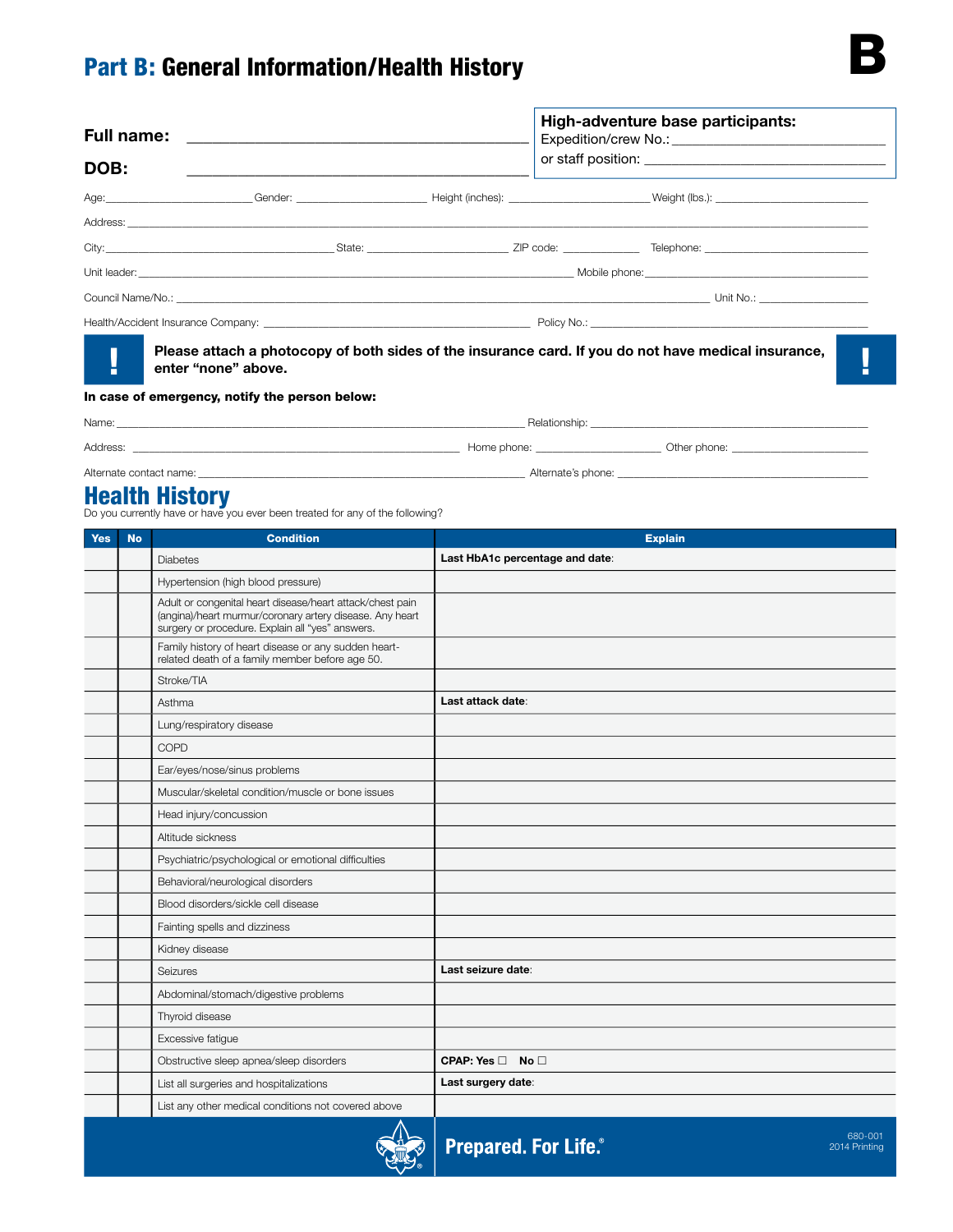# Part B: General Information/Health History

B

**Full name:** ___________________________________________

**DOB:** ___________________________________________

**High-adventure base participants:**
Expedition/crew No.: ____________________________
or staff position: ____________________________

Age: ____________ Gender: ____________ Height (inches): ____________ Weight (lbs.): ____________

Address: ___________________________________________

City: ____________ State: ____________ ZIP code: ____________ Telephone: ____________

Unit leader: ____________________________ Mobile phone: ____________

Council Name/No.: ____________________________ Unit No.: ____________

Health/Accident Insurance Company: ____________________________ Policy No.: ____________

**! Please attach a photocopy of both sides of the insurance card. If you do not have medical insurance, enter "none" above. !**

**In case of emergency, notify the person below:**

Name: ____________________________ Relationship: ____________

Address: ____________________________ Home phone: ____________ Other phone: ____________

Alternate contact name: ____________________________ Alternate's phone: ____________

## Health History

Do you currently have or have you ever been treated for any of the following?

| Yes | No | Condition | Explain |
|---|---|---|---|
| | | Diabetes | **Last HbA1c percentage and date**: |
| | | Hypertension (high blood pressure) | |
| | | Adult or congenital heart disease/heart attack/chest pain (angina)/heart murmur/coronary artery disease. Any heart surgery or procedure. Explain all "yes" answers. | |
| | | Family history of heart disease or any sudden heart-related death of a family member before age 50. | |
| | | Stroke/TIA | |
| | | Asthma | **Last attack date**: |
| | | Lung/respiratory disease | |
| | | COPD | |
| | | Ear/eyes/nose/sinus problems | |
| | | Muscular/skeletal condition/muscle or bone issues | |
| | | Head injury/concussion | |
| | | Altitude sickness | |
| | | Psychiatric/psychological or emotional difficulties | |
| | | Behavioral/neurological disorders | |
| | | Blood disorders/sickle cell disease | |
| | | Fainting spells and dizziness | |
| | | Kidney disease | |
| | | Seizures | **Last seizure date**: |
| | | Abdominal/stomach/digestive problems | |
| | | Thyroid disease | |
| | | Excessive fatigue | |
| | | Obstructive sleep apnea/sleep disorders | **CPAP: Yes** ☐ **No** ☐ |
| | | List all surgeries and hospitalizations | **Last surgery date**: |
| | | List any other medical conditions not covered above | |

Prepared. For Life.®

680-001
2014 Printing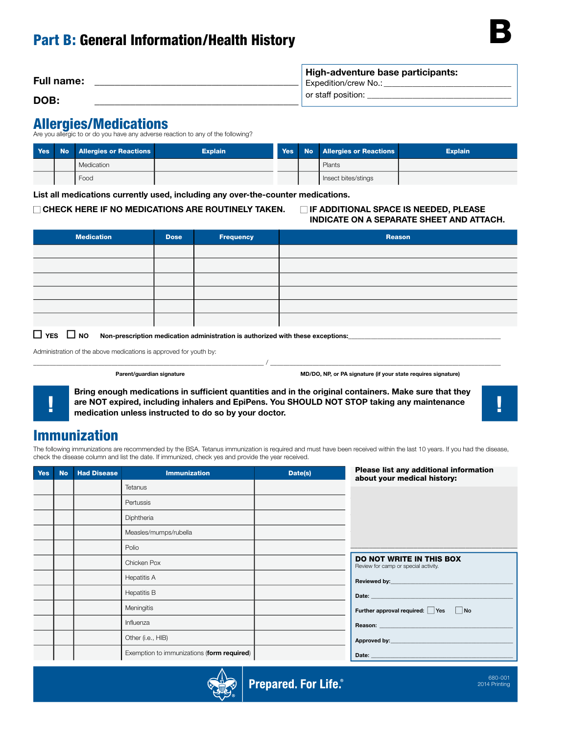# Part B: General Information/Health History

**B**

**Full name:** ______________________________

**DOB:** ______________________________

**High-adventure base participants:**
Expedition/crew No.: ______________________________
or staff position: ______________________________

## Allergies/Medications

Are you allergic to or do you have any adverse reaction to any of the following?

| Yes | No | Allergies or Reactions | Explain | Yes | No | Allergies or Reactions | Explain |
|---|---|---|---|---|---|---|---|
| | | Medication | | | | Plants | |
| | | Food | | | | Insect bites/stings | |

**List all medications currently used, including any over-the-counter medications.**

☐ **CHECK HERE IF NO MEDICATIONS ARE ROUTINELY TAKEN.**

☐ **IF ADDITIONAL SPACE IS NEEDED, PLEASE INDICATE ON A SEPARATE SHEET AND ATTACH.**

| Medication | Dose | Frequency | Reason |
|---|---|---|---|
| | | | |
| | | | |
| | | | |
| | | | |
| | | | |
| | | | |

☐ **YES** ☐ **NO** **Non-prescription medication administration is authorized with these exceptions:**______________________________

Administration of the above medications is approved for youth by:

______________________________ / ______________________________

**Parent/guardian signature** **MD/DO, NP, or PA signature (if your state requires signature)**

**!** **Bring enough medications in sufficient quantities and in the original containers. Make sure that they are NOT expired, including inhalers and EpiPens. You SHOULD NOT STOP taking any maintenance medication unless instructed to do so by your doctor.** **!**

## Immunization

The following immunizations are recommended by the BSA. Tetanus immunization is required and must have been received within the last 10 years. If you had the disease, check the disease column and list the date. If immunized, check yes and provide the year received.

| Yes | No | Had Disease | Immunization | Date(s) |
|---|---|---|---|---|
| | | | Tetanus | |
| | | | Pertussis | |
| | | | Diphtheria | |
| | | | Measles/mumps/rubella | |
| | | | Polio | |
| | | | Chicken Pox | |
| | | | Hepatitis A | |
| | | | Hepatitis B | |
| | | | Meningitis | |
| | | | Influenza | |
| | | | Other (i.e., HIB) | |
| | | | Exemption to immunizations (**form required**) | |

**Please list any additional information about your medical history:**

______________________________

**DO NOT WRITE IN THIS BOX**
Review for camp or special activity.

**Reviewed by:** ______________________________

**Date:** ______________________________

**Further approval required:** ☐ Yes ☐ No

**Reason:** ______________________________

**Approved by:** ______________________________

**Date:** ______________________________

**Prepared. For Life.®**

680-001
2014 Printing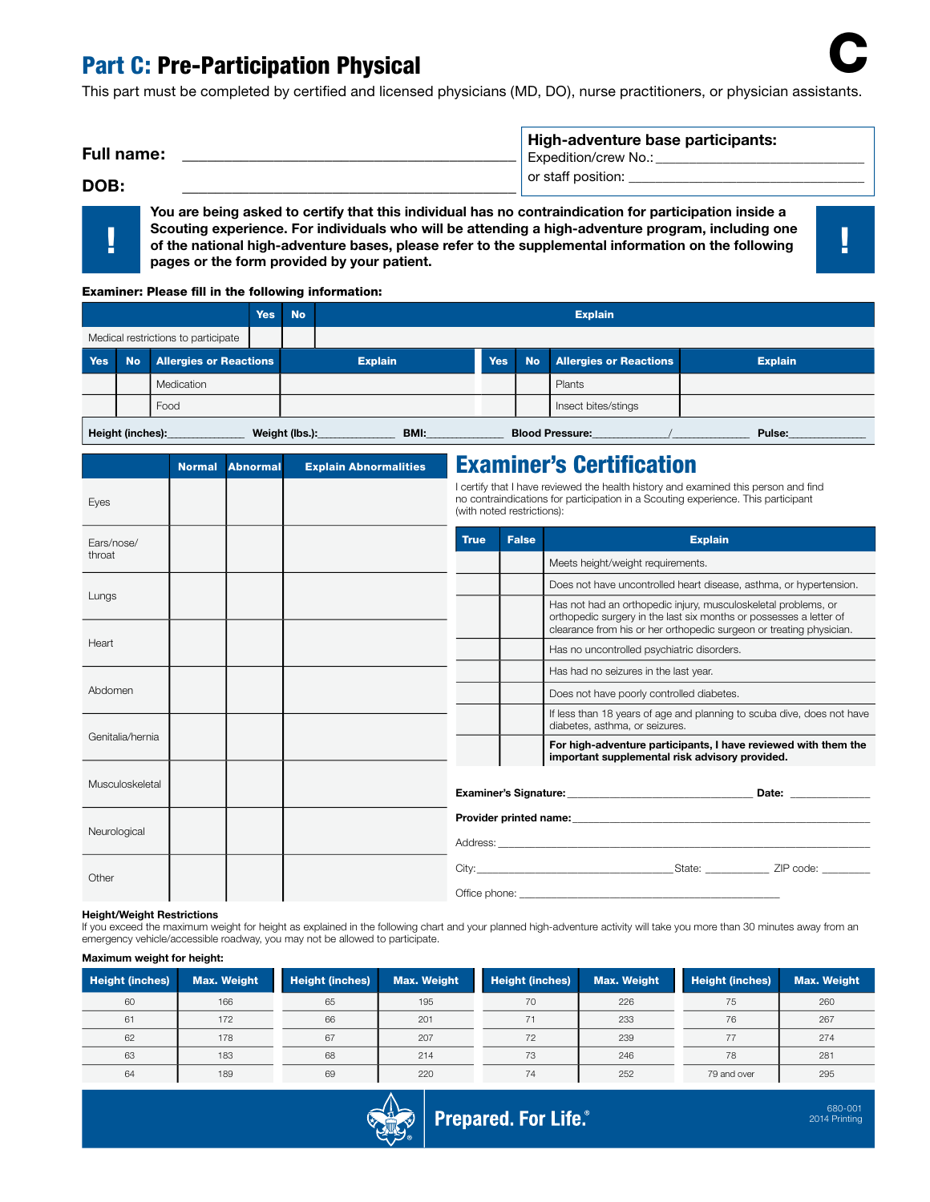# Part C: Pre-Participation Physical

**C**

This part must be completed by certified and licensed physicians (MD, DO), nurse practitioners, or physician assistants.

**Full name:** ___________________________________________

**DOB:** ___________________________________________

**High-adventure base participants:**
Expedition/crew No.: ______________________________
or staff position: ______________________________

**!** **You are being asked to certify that this individual has no contraindication for participation inside a Scouting experience. For individuals who will be attending a high-adventure program, including one of the national high-adventure bases, please refer to the supplemental information on the following pages or the form provided by your patient.** **!**

**Examiner: Please fill in the following information:**

| | Yes | No | Explain |
|---|---|---|---|
| Medical restrictions to participate | | | |

| Yes | No | Allergies or Reactions | Explain | Yes | No | Allergies or Reactions | Explain |
|---|---|---|---|---|---|---|---|
| | | Medication | | | | Plants | |
| | | Food | | | | Insect bites/stings | |

**Height (inches):**_____________ **Weight (lbs.):**_____________ **BMI:**_____________ **Blood Pressure:**_____________/_____________ **Pulse:**_____________

| | Normal | Abnormal | Explain Abnormalities |
|---|---|---|---|
| Eyes | | | |
| Ears/nose/throat | | | |
| Lungs | | | |
| Heart | | | |
| Abdomen | | | |
| Genitalia/hernia | | | |
| Musculoskeletal | | | |
| Neurological | | | |
| Other | | | |

## Examiner's Certification

I certify that I have reviewed the health history and examined this person and find no contraindications for participation in a Scouting experience. This participant (with noted restrictions):

| True | False | Explain |
|---|---|---|
| | | Meets height/weight requirements. |
| | | Does not have uncontrolled heart disease, asthma, or hypertension. |
| | | Has not had an orthopedic injury, musculoskeletal problems, or orthopedic surgery in the last six months or possesses a letter of clearance from his or her orthopedic surgeon or treating physician. |
| | | Has no uncontrolled psychiatric disorders. |
| | | Has had no seizures in the last year. |
| | | Does not have poorly controlled diabetes. |
| | | If less than 18 years of age and planning to scuba dive, does not have diabetes, asthma, or seizures. |
| | | **For high-adventure participants, I have reviewed with them the important supplemental risk advisory provided.** |

**Examiner's Signature:** ______________________________ **Date:** _____________

**Provider printed name:** ______________________________________________

Address: ______________________________________________________________

City: _________________________________ State: ___________ ZIP code: ________

Office phone: _______________________________________________

**Height/Weight Restrictions**

If you exceed the maximum weight for height as explained in the following chart and your planned high-adventure activity will take you more than 30 minutes away from an emergency vehicle/accessible roadway, you may not be allowed to participate.

**Maximum weight for height:**

| Height (inches) | Max. Weight | Height (inches) | Max. Weight | Height (inches) | Max. Weight | Height (inches) | Max. Weight |
|---|---|---|---|---|---|---|---|
| 60 | 166 | 65 | 195 | 70 | 226 | 75 | 260 |
| 61 | 172 | 66 | 201 | 71 | 233 | 76 | 267 |
| 62 | 178 | 67 | 207 | 72 | 239 | 77 | 274 |
| 63 | 183 | 68 | 214 | 73 | 246 | 78 | 281 |
| 64 | 189 | 69 | 220 | 74 | 252 | 79 and over | 295 |

Prepared. For Life.®

680-001
2014 Printing